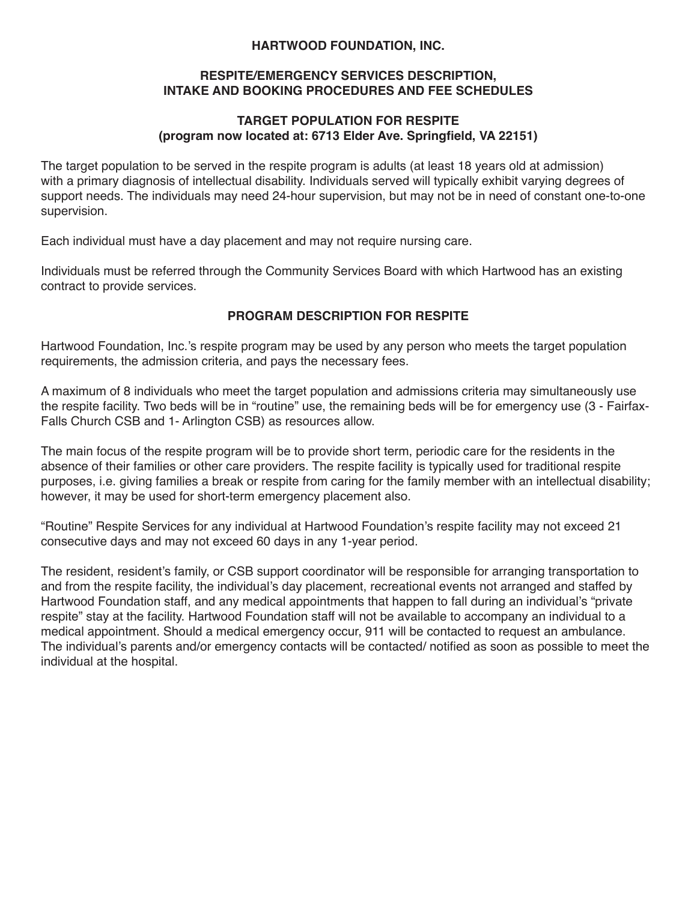# HARTWOOD FOUNDATION, INC.

## RESPITE/EMERGENCY SERVICES DESCRIPTION, INTAKE AND BOOKING PROCEDURES AND FEE SCHEDULES

## TARGET POPULATION FOR RESPITE (program now located at: 6713 Elder Ave. Springfield, VA 22151)

The target population to be served in the respite program is adults (at least 18 years old at admission) with a primary diagnosis of intellectual disability. Individuals served will typically exhibit varying degrees of support needs. The individuals may need 24-hour supervision, but may not be in need of constant one-to-one supervision.

Each individual must have a day placement and may not require nursing care.

Individuals must be referred through the Community Services Board with which Hartwood has an existing contract to provide services.

## PROGRAM DESCRIPTION FOR RESPITE

Hartwood Foundation, Inc.'s respite program may be used by any person who meets the target population requirements, the admission criteria, and pays the necessary fees.

A maximum of 8 individuals who meet the target population and admissions criteria may simultaneously use the respite facility. Two beds will be in "routine" use, the remaining beds will be for emergency use (3 - Fairfax-Falls Church CSB and 1- Arlington CSB) as resources allow.

The main focus of the respite program will be to provide short term, periodic care for the residents in the absence of their families or other care providers. The respite facility is typically used for traditional respite purposes, i.e. giving families a break or respite from caring for the family member with an intellectual disability; however, it may be used for short-term emergency placement also.

"Routine" Respite Services for any individual at Hartwood Foundation's respite facility may not exceed 21 consecutive days and may not exceed 60 days in any 1-year period.

The resident, resident's family, or CSB support coordinator will be responsible for arranging transportation to and from the respite facility, the individual's day placement, recreational events not arranged and staffed by Hartwood Foundation staff, and any medical appointments that happen to fall during an individual's "private respite" stay at the facility. Hartwood Foundation staff will not be available to accompany an individual to a medical appointment. Should a medical emergency occur, 911 will be contacted to request an ambulance. The individual's parents and/or emergency contacts will be contacted/ notified as soon as possible to meet the individual at the hospital.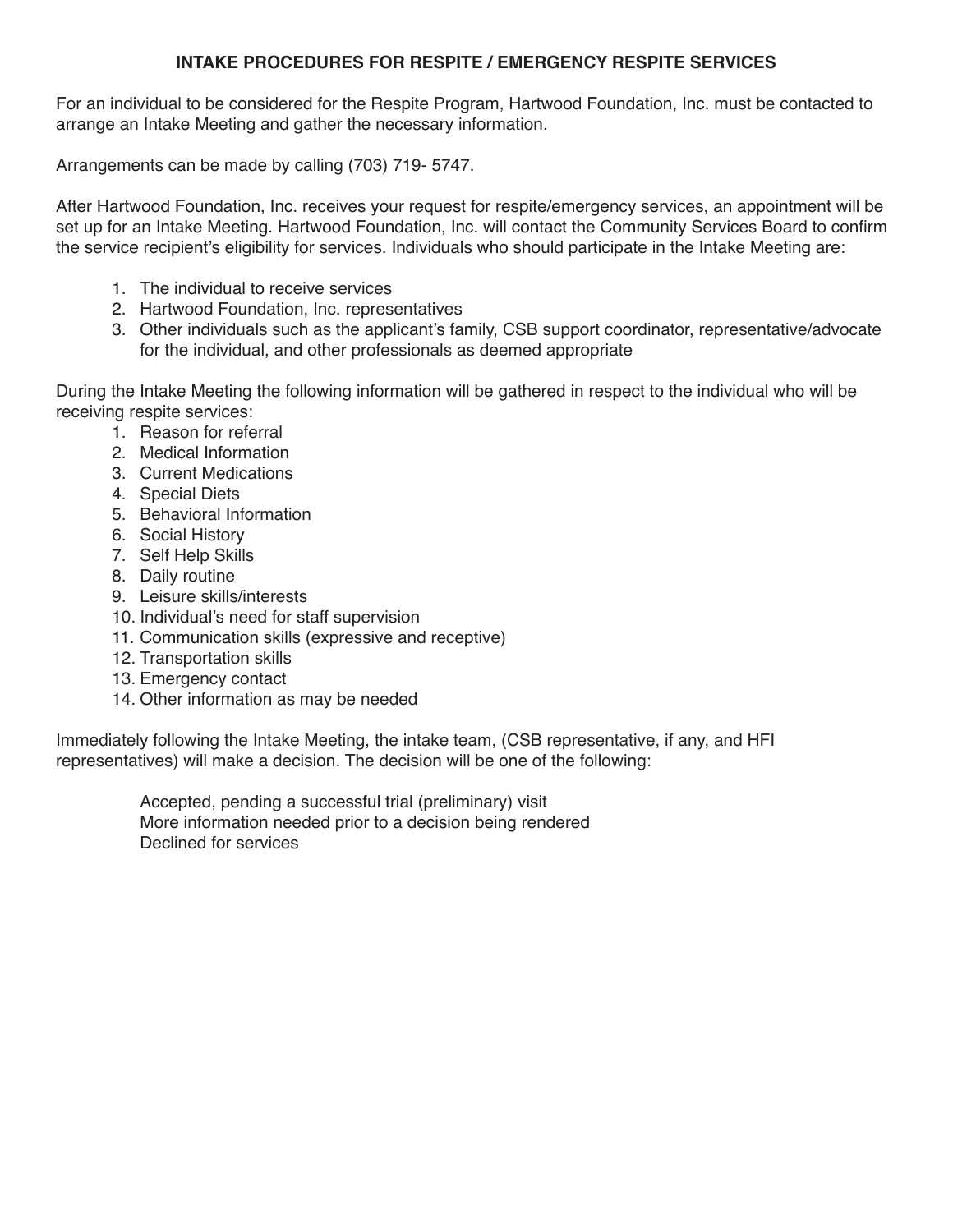## INTAKE PROCEDURES FOR RESPITE / EMERGENCY RESPITE SERVICES

For an individual to be considered for the Respite Program, Hartwood Foundation, Inc. must be contacted to arrange an Intake Meeting and gather the necessary information.

Arrangements can be made by calling (703) 719- 5747.

After Hartwood Foundation, Inc. receives your request for respite/emergency services, an appointment will be set up for an Intake Meeting. Hartwood Foundation, Inc. will contact the Community Services Board to confirm the service recipient's eligibility for services. Individuals who should participate in the Intake Meeting are:

1. The individual to receive services
2. Hartwood Foundation, Inc. representatives
3. Other individuals such as the applicant's family, CSB support coordinator, representative/advocate for the individual, and other professionals as deemed appropriate

During the Intake Meeting the following information will be gathered in respect to the individual who will be receiving respite services:

1. Reason for referral
2. Medical Information
3. Current Medications
4. Special Diets
5. Behavioral Information
6. Social History
7. Self Help Skills
8. Daily routine
9. Leisure skills/interests
10. Individual's need for staff supervision
11. Communication skills (expressive and receptive)
12. Transportation skills
13. Emergency contact
14. Other information as may be needed

Immediately following the Intake Meeting, the intake team, (CSB representative, if any, and HFI representatives) will make a decision. The decision will be one of the following:

Accepted, pending a successful trial (preliminary) visit
More information needed prior to a decision being rendered
Declined for services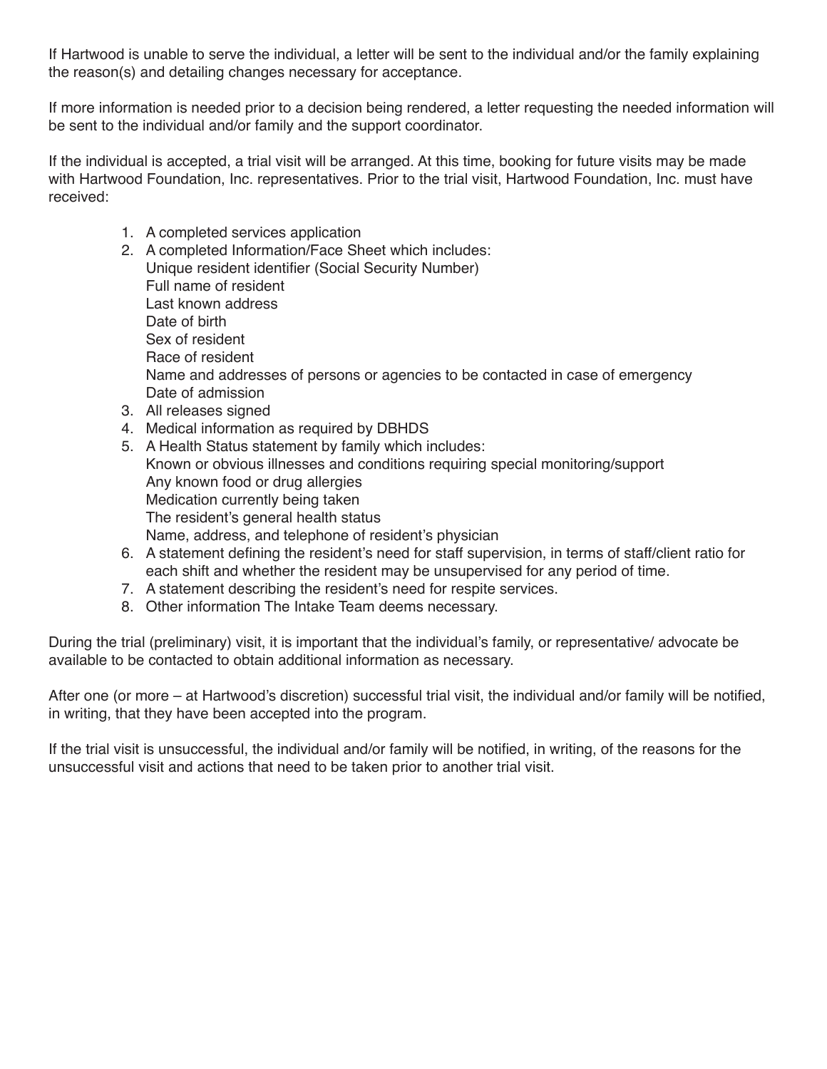If Hartwood is unable to serve the individual, a letter will be sent to the individual and/or the family explaining the reason(s) and detailing changes necessary for acceptance.

If more information is needed prior to a decision being rendered, a letter requesting the needed information will be sent to the individual and/or family and the support coordinator.

If the individual is accepted, a trial visit will be arranged. At this time, booking for future visits may be made with Hartwood Foundation, Inc. representatives. Prior to the trial visit, Hartwood Foundation, Inc. must have received:

1. A completed services application
2. A completed Information/Face Sheet which includes:
   Unique resident identifier (Social Security Number)
   Full name of resident
   Last known address
   Date of birth
   Sex of resident
   Race of resident
   Name and addresses of persons or agencies to be contacted in case of emergency
   Date of admission
3. All releases signed
4. Medical information as required by DBHDS
5. A Health Status statement by family which includes:
   Known or obvious illnesses and conditions requiring special monitoring/support
   Any known food or drug allergies
   Medication currently being taken
   The resident's general health status
   Name, address, and telephone of resident's physician
6. A statement defining the resident's need for staff supervision, in terms of staff/client ratio for each shift and whether the resident may be unsupervised for any period of time.
7. A statement describing the resident's need for respite services.
8. Other information The Intake Team deems necessary.

During the trial (preliminary) visit, it is important that the individual's family, or representative/ advocate be available to be contacted to obtain additional information as necessary.

After one (or more – at Hartwood's discretion) successful trial visit, the individual and/or family will be notified, in writing, that they have been accepted into the program.

If the trial visit is unsuccessful, the individual and/or family will be notified, in writing, of the reasons for the unsuccessful visit and actions that need to be taken prior to another trial visit.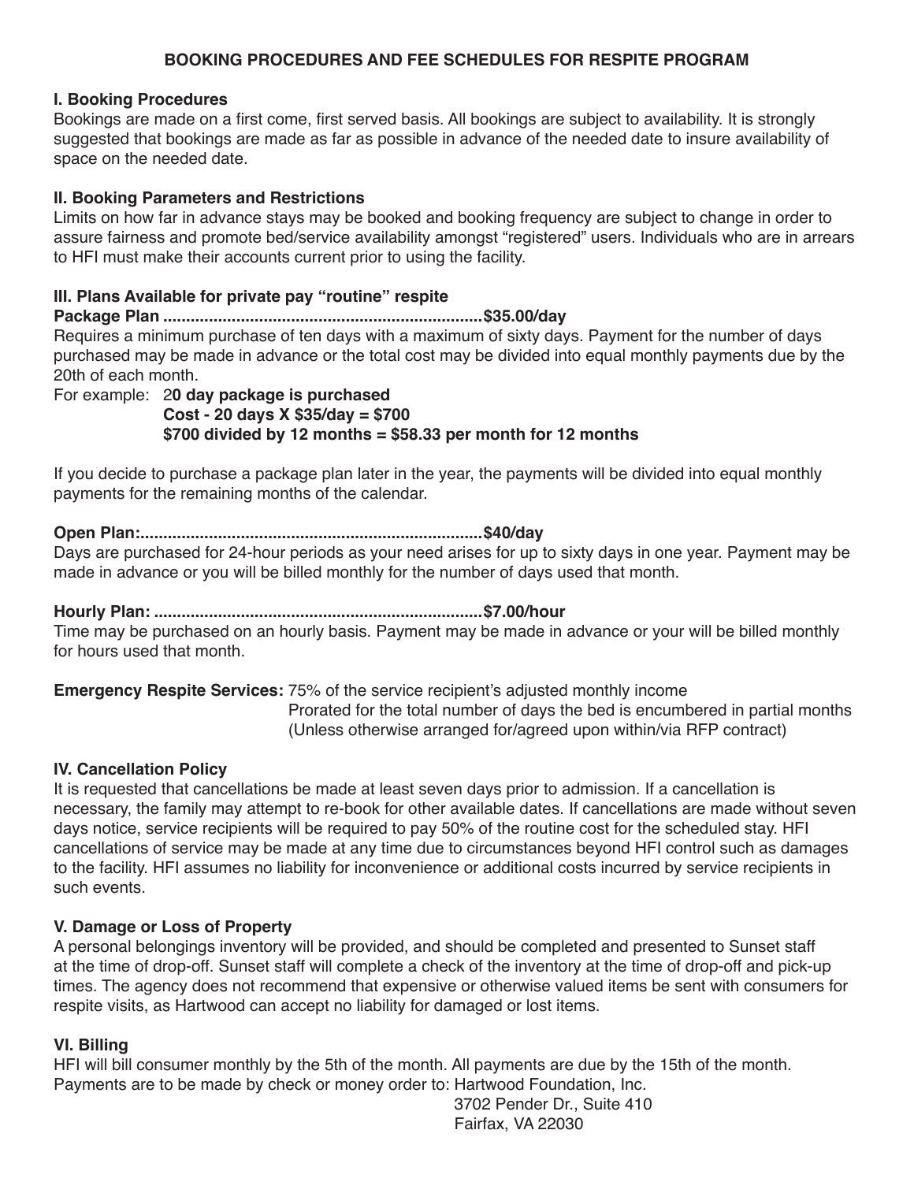# BOOKING PROCEDURES AND FEE SCHEDULES FOR RESPITE PROGRAM

## I. Booking Procedures

Bookings are made on a first come, first served basis. All bookings are subject to availability. It is strongly suggested that bookings are made as far as possible in advance of the needed date to insure availability of space on the needed date.

## II. Booking Parameters and Restrictions

Limits on how far in advance stays may be booked and booking frequency are subject to change in order to assure fairness and promote bed/service availability amongst "registered" users. Individuals who are in arrears to HFI must make their accounts current prior to using the facility.

## III. Plans Available for private pay "routine" respite

**Package Plan ......................................................................$35.00/day**

Requires a minimum purchase of ten days with a maximum of sixty days. Payment for the number of days purchased may be made in advance or the total cost may be divided into equal monthly payments due by the 20th of each month.

For example: 2**0 day package is purchased**
**Cost - 20 days X $35/day = $700**
**$700 divided by 12 months = $58.33 per month for 12 months**

If you decide to purchase a package plan later in the year, the payments will be divided into equal monthly payments for the remaining months of the calendar.

**Open Plan:..........................................................................$40/day**

Days are purchased for 24-hour periods as your need arises for up to sixty days in one year. Payment may be made in advance or you will be billed monthly for the number of days used that month.

**Hourly Plan: .......................................................................$7.00/hour**

Time may be purchased on an hourly basis. Payment may be made in advance or your will be billed monthly for hours used that month.

**Emergency Respite Services:** 75% of the service recipient's adjusted monthly income
Prorated for the total number of days the bed is encumbered in partial months
(Unless otherwise arranged for/agreed upon within/via RFP contract)

## IV. Cancellation Policy

It is requested that cancellations be made at least seven days prior to admission. If a cancellation is necessary, the family may attempt to re-book for other available dates. If cancellations are made without seven days notice, service recipients will be required to pay 50% of the routine cost for the scheduled stay. HFI cancellations of service may be made at any time due to circumstances beyond HFI control such as damages to the facility. HFI assumes no liability for inconvenience or additional costs incurred by service recipients in such events.

## V. Damage or Loss of Property

A personal belongings inventory will be provided, and should be completed and presented to Sunset staff at the time of drop-off. Sunset staff will complete a check of the inventory at the time of drop-off and pick-up times. The agency does not recommend that expensive or otherwise valued items be sent with consumers for respite visits, as Hartwood can accept no liability for damaged or lost items.

## VI. Billing

HFI will bill consumer monthly by the 5th of the month. All payments are due by the 15th of the month.
Payments are to be made by check or money order to: Hartwood Foundation, Inc.
3702 Pender Dr., Suite 410
Fairfax, VA 22030